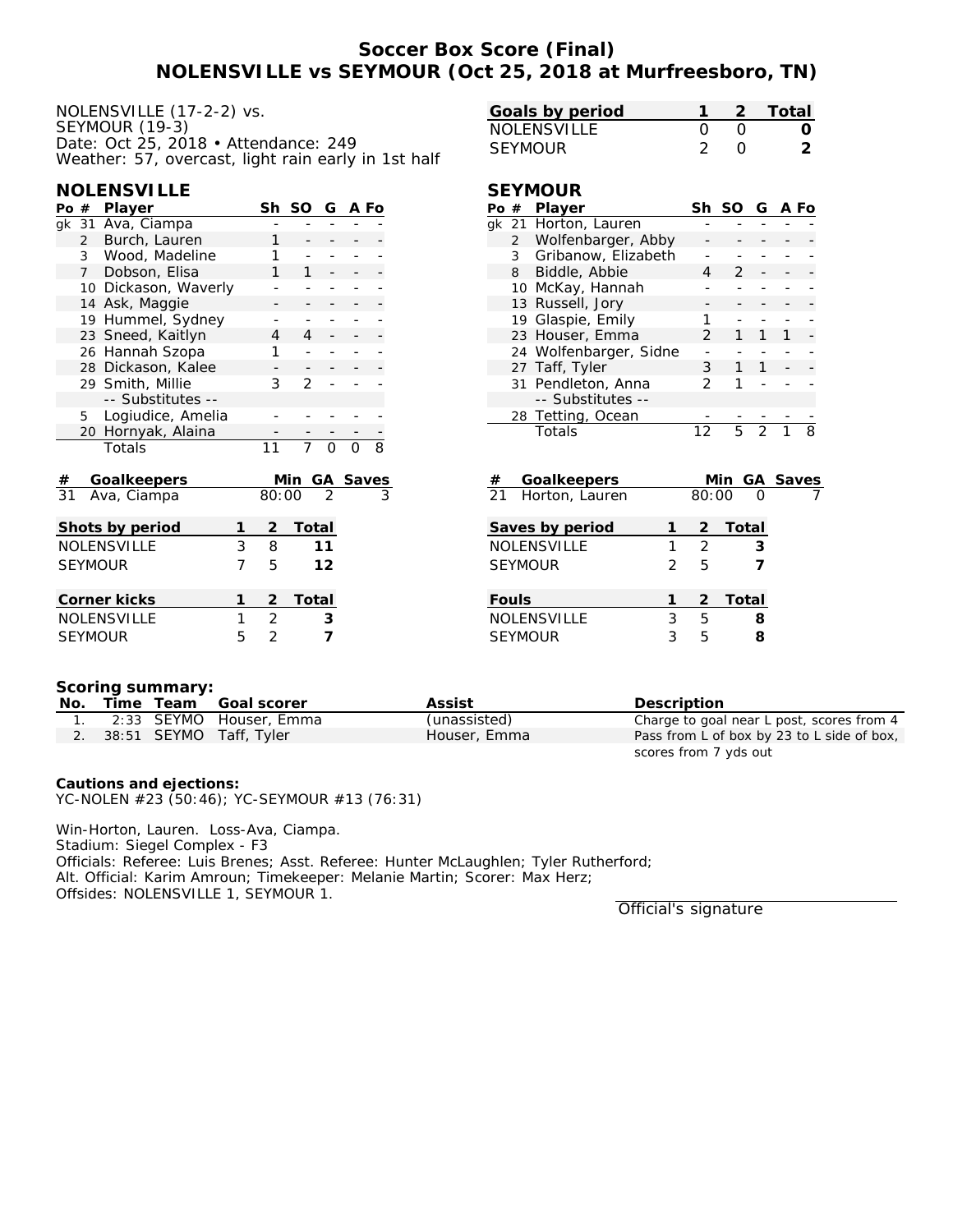# Soccer Box Score (Final)
# NOLENSVILLE vs SEYMOUR (Oct 25, 2018 at Murfreesboro, TN)

NOLENSVILLE (17-2-2) vs.
SEYMOUR (19-3)
Date: Oct 25, 2018 • Attendance: 249
Weather: 57, overcast, light rain early in 1st half

| Goals by period | 1 | 2 | Total |
|---|---|---|---|
| NOLENSVILLE | 0 | 0 | **0** |
| SEYMOUR | 2 | 0 | **2** |

## NOLENSVILLE

| Po | # | Player | Sh | SO | G | A | Fo |
|---|---|---|---|---|---|---|---|
| gk | 31 | Ava, Ciampa | - | - | - | - | - |
| | 2 | Burch, Lauren | 1 | - | - | - | - |
| | 3 | Wood, Madeline | 1 | - | - | - | - |
| | 7 | Dobson, Elisa | 1 | 1 | - | - | - |
| | 10 | Dickason, Waverly | - | - | - | - | - |
| | 14 | Ask, Maggie | - | - | - | - | - |
| | 19 | Hummel, Sydney | - | - | - | - | - |
| | 23 | Sneed, Kaitlyn | 4 | 4 | - | - | - |
| | 26 | Hannah Szopa | 1 | - | - | - | - |
| | 28 | Dickason, Kalee | - | - | - | - | - |
| | 29 | Smith, Millie | 3 | 2 | - | - | - |
| | | -- Substitutes -- | | | | | |
| | 5 | Logiudice, Amelia | - | - | - | - | - |
| | 20 | Hornyak, Alaina | - | - | - | - | - |
| | | Totals | 11 | 7 | 0 | 0 | 8 |

| # | Goalkeepers | Min | GA | Saves |
|---|---|---|---|---|
| 31 | Ava, Ciampa | 80:00 | 2 | 3 |

| Shots by period | 1 | 2 | Total |
|---|---|---|---|
| NOLENSVILLE | 3 | 8 | **11** |
| SEYMOUR | 7 | 5 | **12** |

| Corner kicks | 1 | 2 | Total |
|---|---|---|---|
| NOLENSVILLE | 1 | 2 | **3** |
| SEYMOUR | 5 | 2 | **7** |

## SEYMOUR

| Po | # | Player | Sh | SO | G | A | Fo |
|---|---|---|---|---|---|---|---|
| gk | 21 | Horton, Lauren | - | - | - | - | - |
| | 2 | Wolfenbarger, Abby | - | - | - | - | - |
| | 3 | Gribanow, Elizabeth | - | - | - | - | - |
| | 8 | Biddle, Abbie | 4 | 2 | - | - | - |
| | 10 | McKay, Hannah | - | - | - | - | - |
| | 13 | Russell, Jory | - | - | - | - | - |
| | 19 | Glaspie, Emily | 1 | - | - | - | - |
| | 23 | Houser, Emma | 2 | 1 | 1 | 1 | - |
| | 24 | Wolfenbarger, Sidne | - | - | - | - | - |
| | 27 | Taff, Tyler | 3 | 1 | 1 | - | - |
| | 31 | Pendleton, Anna | 2 | 1 | - | - | - |
| | | -- Substitutes -- | | | | | |
| | 28 | Tetting, Ocean | - | - | - | - | - |
| | | Totals | 12 | 5 | 2 | 1 | 8 |

| # | Goalkeepers | Min | GA | Saves |
|---|---|---|---|---|
| 21 | Horton, Lauren | 80:00 | 0 | 7 |

| Saves by period | 1 | 2 | Total |
|---|---|---|---|
| NOLENSVILLE | 1 | 2 | **3** |
| SEYMOUR | 2 | 5 | **7** |

| Fouls | 1 | 2 | Total |
|---|---|---|---|
| NOLENSVILLE | 3 | 5 | **8** |
| SEYMOUR | 3 | 5 | **8** |

**Scoring summary:**

| No. | Time | Team | Goal scorer | Assist | Description |
|---|---|---|---|---|---|
| 1. | 2:33 | SEYMO | Houser, Emma | (unassisted) | Charge to goal near L post, scores from 4 |
| 2. | 38:51 | SEYMO | Taff, Tyler | Houser, Emma | Pass from L of box by 23 to L side of box, scores from 7 yds out |

**Cautions and ejections:**
YC-NOLEN #23 (50:46); YC-SEYMOUR #13 (76:31)

Win-Horton, Lauren. Loss-Ava, Ciampa.
Stadium: Siegel Complex - F3
Officials: Referee: Luis Brenes; Asst. Referee: Hunter McLaughlen; Tyler Rutherford;
Alt. Official: Karim Amroun; Timekeeper: Melanie Martin; Scorer: Max Herz;
Offsides: NOLENSVILLE 1, SEYMOUR 1.

Official's signature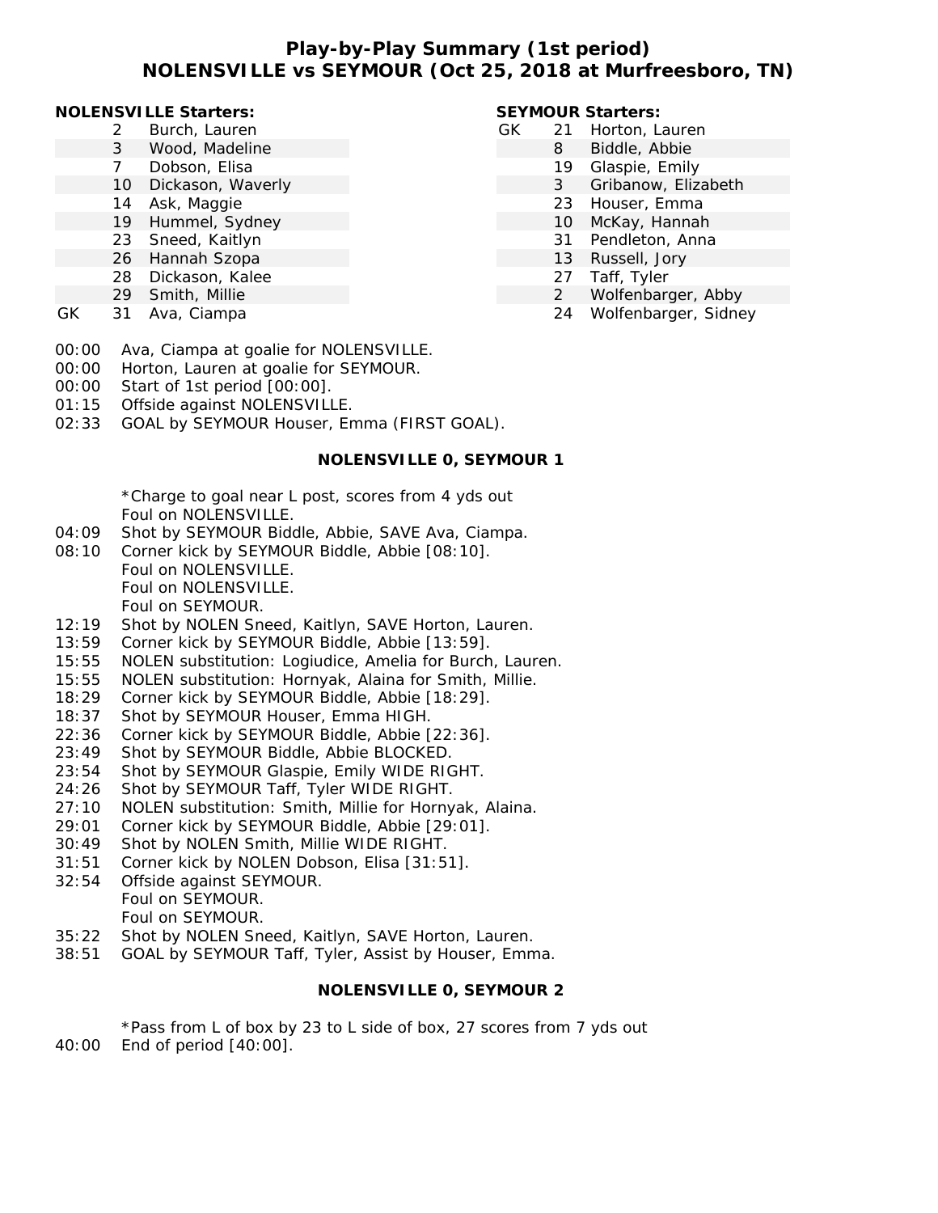# Play-by-Play Summary (1st period)
# NOLENSVILLE vs SEYMOUR (Oct 25, 2018 at Murfreesboro, TN)

**NOLENSVILLE Starters:**

| | # | Name |
|---|---|---|
| | 2 | Burch, Lauren |
| | 3 | Wood, Madeline |
| | 7 | Dobson, Elisa |
| | 10 | Dickason, Waverly |
| | 14 | Ask, Maggie |
| | 19 | Hummel, Sydney |
| | 23 | Sneed, Kaitlyn |
| | 26 | Hannah Szopa |
| | 28 | Dickason, Kalee |
| | 29 | Smith, Millie |
| GK | 31 | Ava, Ciampa |

**SEYMOUR Starters:**

| | # | Name |
|---|---|---|
| GK | 21 | Horton, Lauren |
| | 8 | Biddle, Abbie |
| | 19 | Glaspie, Emily |
| | 3 | Gribanow, Elizabeth |
| | 23 | Houser, Emma |
| | 10 | McKay, Hannah |
| | 31 | Pendleton, Anna |
| | 13 | Russell, Jory |
| | 27 | Taff, Tyler |
| | 2 | Wolfenbarger, Abby |
| | 24 | Wolfenbarger, Sidney |

00:00 Ava, Ciampa at goalie for NOLENSVILLE.
00:00 Horton, Lauren at goalie for SEYMOUR.
00:00 Start of 1st period [00:00].
01:15 Offside against NOLENSVILLE.
02:33 GOAL by SEYMOUR Houser, Emma (FIRST GOAL).

**NOLENSVILLE 0, SEYMOUR 1**

*Charge to goal near L post, scores from 4 yds out
Foul on NOLENSVILLE.
04:09 Shot by SEYMOUR Biddle, Abbie, SAVE Ava, Ciampa.
08:10 Corner kick by SEYMOUR Biddle, Abbie [08:10].
Foul on NOLENSVILLE.
Foul on NOLENSVILLE.
Foul on SEYMOUR.
12:19 Shot by NOLEN Sneed, Kaitlyn, SAVE Horton, Lauren.
13:59 Corner kick by SEYMOUR Biddle, Abbie [13:59].
15:55 NOLEN substitution: Logiudice, Amelia for Burch, Lauren.
15:55 NOLEN substitution: Hornyak, Alaina for Smith, Millie.
18:29 Corner kick by SEYMOUR Biddle, Abbie [18:29].
18:37 Shot by SEYMOUR Houser, Emma HIGH.
22:36 Corner kick by SEYMOUR Biddle, Abbie [22:36].
23:49 Shot by SEYMOUR Biddle, Abbie BLOCKED.
23:54 Shot by SEYMOUR Glaspie, Emily WIDE RIGHT.
24:26 Shot by SEYMOUR Taff, Tyler WIDE RIGHT.
27:10 NOLEN substitution: Smith, Millie for Hornyak, Alaina.
29:01 Corner kick by SEYMOUR Biddle, Abbie [29:01].
30:49 Shot by NOLEN Smith, Millie WIDE RIGHT.
31:51 Corner kick by NOLEN Dobson, Elisa [31:51].
32:54 Offside against SEYMOUR.
Foul on SEYMOUR.
Foul on SEYMOUR.
35:22 Shot by NOLEN Sneed, Kaitlyn, SAVE Horton, Lauren.
38:51 GOAL by SEYMOUR Taff, Tyler, Assist by Houser, Emma.

**NOLENSVILLE 0, SEYMOUR 2**

*Pass from L of box by 23 to L side of box, 27 scores from 7 yds out
40:00 End of period [40:00].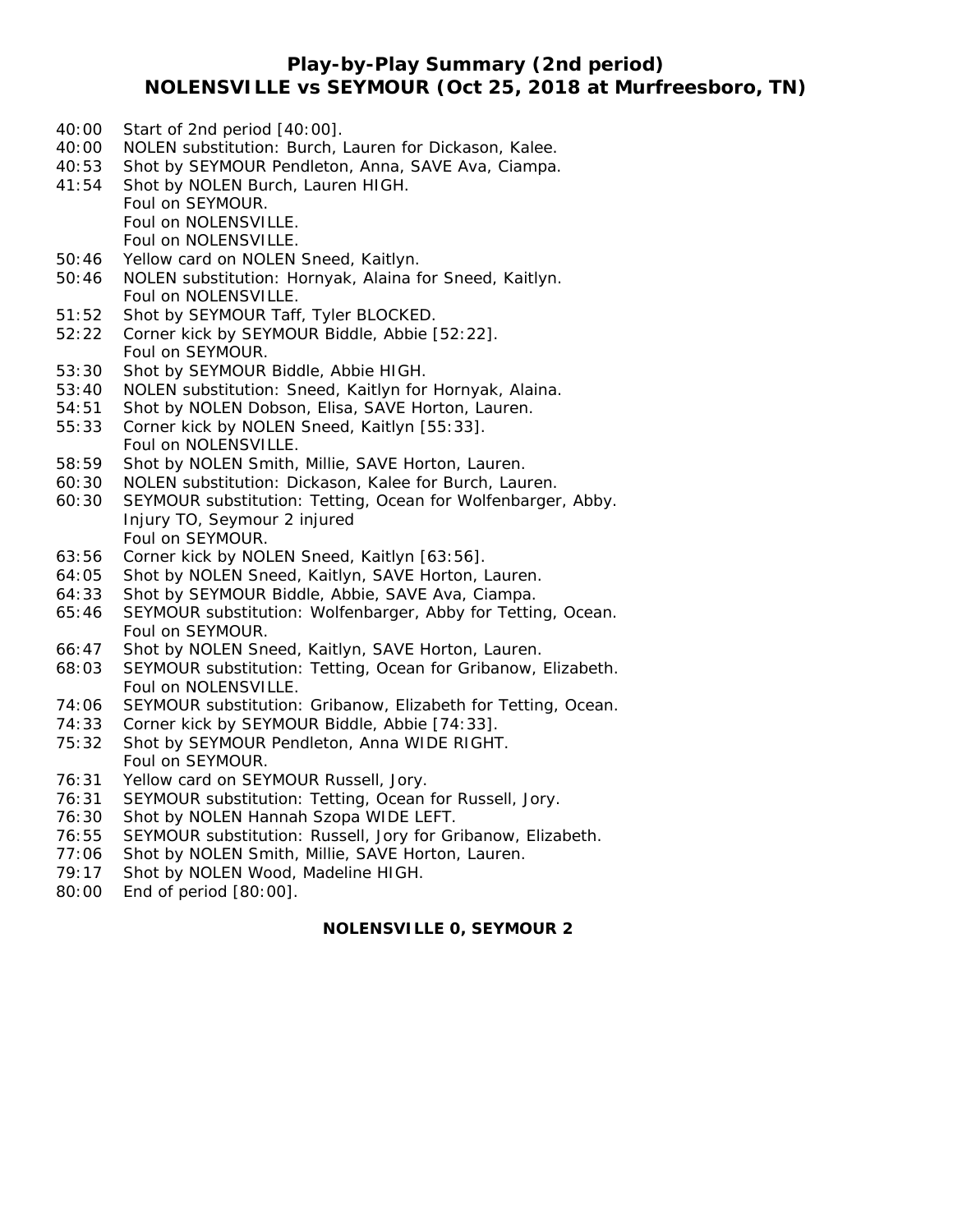# Play-by-Play Summary (2nd period)
## NOLENSVILLE vs SEYMOUR (Oct 25, 2018 at Murfreesboro, TN)

| | |
|---|---|
| 40:00 | Start of 2nd period [40:00]. |
| 40:00 | NOLEN substitution: Burch, Lauren for Dickason, Kalee. |
| 40:53 | Shot by SEYMOUR Pendleton, Anna, SAVE Ava, Ciampa. |
| 41:54 | Shot by NOLEN Burch, Lauren HIGH. |
| | Foul on SEYMOUR. |
| | Foul on NOLENSVILLE. |
| | Foul on NOLENSVILLE. |
| 50:46 | Yellow card on NOLEN Sneed, Kaitlyn. |
| 50:46 | NOLEN substitution: Hornyak, Alaina for Sneed, Kaitlyn. |
| | Foul on NOLENSVILLE. |
| 51:52 | Shot by SEYMOUR Taff, Tyler BLOCKED. |
| 52:22 | Corner kick by SEYMOUR Biddle, Abbie [52:22]. |
| | Foul on SEYMOUR. |
| 53:30 | Shot by SEYMOUR Biddle, Abbie HIGH. |
| 53:40 | NOLEN substitution: Sneed, Kaitlyn for Hornyak, Alaina. |
| 54:51 | Shot by NOLEN Dobson, Elisa, SAVE Horton, Lauren. |
| 55:33 | Corner kick by NOLEN Sneed, Kaitlyn [55:33]. |
| | Foul on NOLENSVILLE. |
| 58:59 | Shot by NOLEN Smith, Millie, SAVE Horton, Lauren. |
| 60:30 | NOLEN substitution: Dickason, Kalee for Burch, Lauren. |
| 60:30 | SEYMOUR substitution: Tetting, Ocean for Wolfenbarger, Abby. |
| | Injury TO, Seymour 2 injured |
| | Foul on SEYMOUR. |
| 63:56 | Corner kick by NOLEN Sneed, Kaitlyn [63:56]. |
| 64:05 | Shot by NOLEN Sneed, Kaitlyn, SAVE Horton, Lauren. |
| 64:33 | Shot by SEYMOUR Biddle, Abbie, SAVE Ava, Ciampa. |
| 65:46 | SEYMOUR substitution: Wolfenbarger, Abby for Tetting, Ocean. |
| | Foul on SEYMOUR. |
| 66:47 | Shot by NOLEN Sneed, Kaitlyn, SAVE Horton, Lauren. |
| 68:03 | SEYMOUR substitution: Tetting, Ocean for Gribanow, Elizabeth. |
| | Foul on NOLENSVILLE. |
| 74:06 | SEYMOUR substitution: Gribanow, Elizabeth for Tetting, Ocean. |
| 74:33 | Corner kick by SEYMOUR Biddle, Abbie [74:33]. |
| 75:32 | Shot by SEYMOUR Pendleton, Anna WIDE RIGHT. |
| | Foul on SEYMOUR. |
| 76:31 | Yellow card on SEYMOUR Russell, Jory. |
| 76:31 | SEYMOUR substitution: Tetting, Ocean for Russell, Jory. |
| 76:30 | Shot by NOLEN Hannah Szopa WIDE LEFT. |
| 76:55 | SEYMOUR substitution: Russell, Jory for Gribanow, Elizabeth. |
| 77:06 | Shot by NOLEN Smith, Millie, SAVE Horton, Lauren. |
| 79:17 | Shot by NOLEN Wood, Madeline HIGH. |
| 80:00 | End of period [80:00]. |

**NOLENSVILLE 0, SEYMOUR 2**